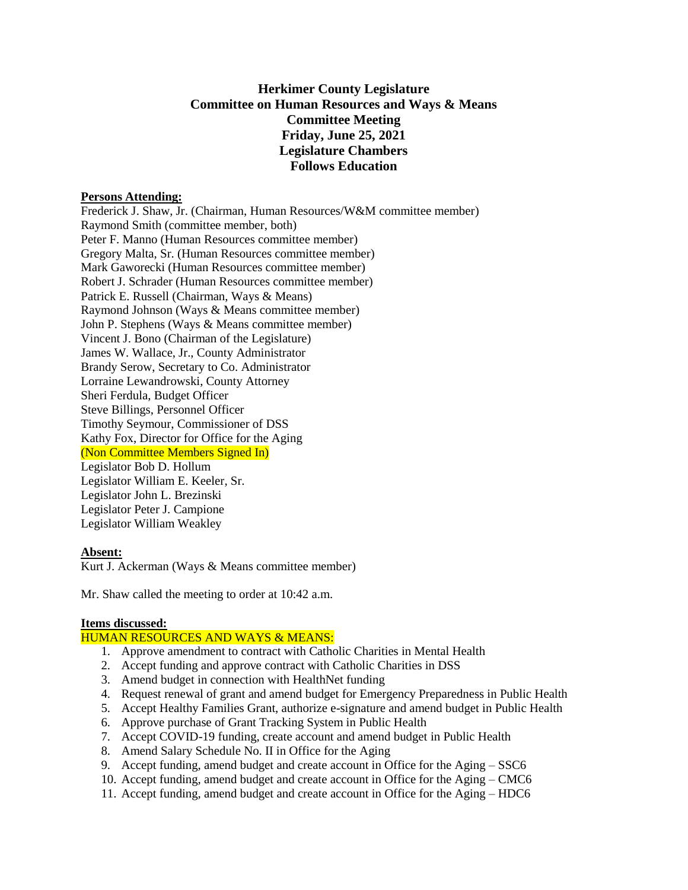**Herkimer County Legislature**
**Committee on Human Resources and Ways & Means**
**Committee Meeting**
**Friday, June 25, 2021**
**Legislature Chambers**
**Follows Education**

**Persons Attending:**

Frederick J. Shaw, Jr. (Chairman, Human Resources/W&M committee member)
Raymond Smith (committee member, both)
Peter F. Manno (Human Resources committee member)
Gregory Malta, Sr. (Human Resources committee member)
Mark Gaworecki (Human Resources committee member)
Robert J. Schrader (Human Resources committee member)
Patrick E. Russell (Chairman, Ways & Means)
Raymond Johnson (Ways & Means committee member)
John P. Stephens (Ways & Means committee member)
Vincent J. Bono (Chairman of the Legislature)
James W. Wallace, Jr., County Administrator
Brandy Serow, Secretary to Co. Administrator
Lorraine Lewandrowski, County Attorney
Sheri Ferdula, Budget Officer
Steve Billings, Personnel Officer
Timothy Seymour, Commissioner of DSS
Kathy Fox, Director for Office for the Aging
(Non Committee Members Signed In)
Legislator Bob D. Hollum
Legislator William E. Keeler, Sr.
Legislator John L. Brezinski
Legislator Peter J. Campione
Legislator William Weakley

**Absent:**

Kurt J. Ackerman (Ways & Means committee member)

Mr. Shaw called the meeting to order at 10:42 a.m.

**Items discussed:**

HUMAN RESOURCES AND WAYS & MEANS:

1. Approve amendment to contract with Catholic Charities in Mental Health
2. Accept funding and approve contract with Catholic Charities in DSS
3. Amend budget in connection with HealthNet funding
4. Request renewal of grant and amend budget for Emergency Preparedness in Public Health
5. Accept Healthy Families Grant, authorize e-signature and amend budget in Public Health
6. Approve purchase of Grant Tracking System in Public Health
7. Accept COVID-19 funding, create account and amend budget in Public Health
8. Amend Salary Schedule No. II in Office for the Aging
9. Accept funding, amend budget and create account in Office for the Aging – SSC6
10. Accept funding, amend budget and create account in Office for the Aging – CMC6
11. Accept funding, amend budget and create account in Office for the Aging – HDC6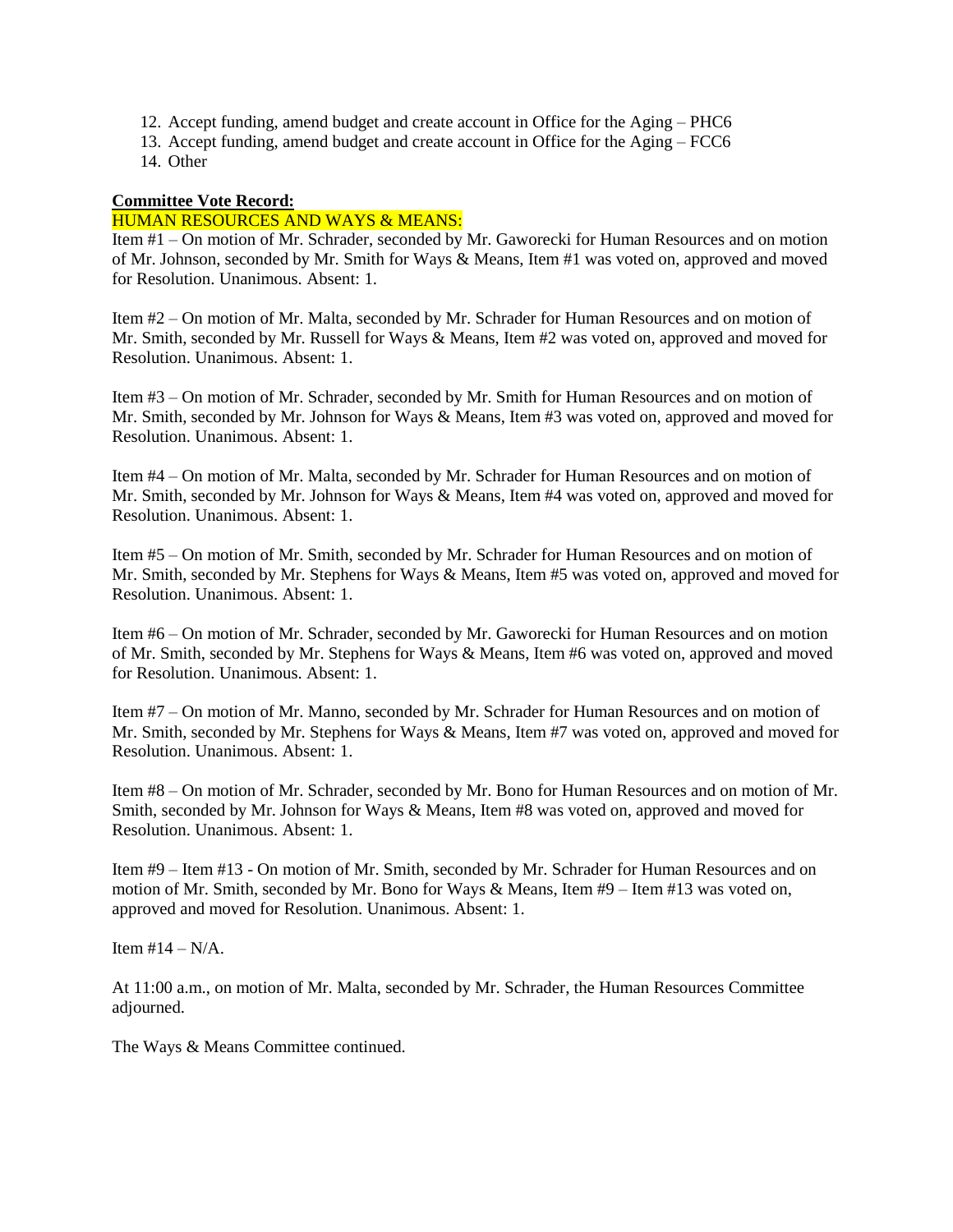12. Accept funding, amend budget and create account in Office for the Aging – PHC6
13. Accept funding, amend budget and create account in Office for the Aging – FCC6
14. Other

**Committee Vote Record:**

HUMAN RESOURCES AND WAYS & MEANS:

Item #1 – On motion of Mr. Schrader, seconded by Mr. Gaworecki for Human Resources and on motion of Mr. Johnson, seconded by Mr. Smith for Ways & Means, Item #1 was voted on, approved and moved for Resolution. Unanimous. Absent: 1.

Item #2 – On motion of Mr. Malta, seconded by Mr. Schrader for Human Resources and on motion of Mr. Smith, seconded by Mr. Russell for Ways & Means, Item #2 was voted on, approved and moved for Resolution. Unanimous. Absent: 1.

Item #3 – On motion of Mr. Schrader, seconded by Mr. Smith for Human Resources and on motion of Mr. Smith, seconded by Mr. Johnson for Ways & Means, Item #3 was voted on, approved and moved for Resolution. Unanimous. Absent: 1.

Item #4 – On motion of Mr. Malta, seconded by Mr. Schrader for Human Resources and on motion of Mr. Smith, seconded by Mr. Johnson for Ways & Means, Item #4 was voted on, approved and moved for Resolution. Unanimous. Absent: 1.

Item #5 – On motion of Mr. Smith, seconded by Mr. Schrader for Human Resources and on motion of Mr. Smith, seconded by Mr. Stephens for Ways & Means, Item #5 was voted on, approved and moved for Resolution. Unanimous. Absent: 1.

Item #6 – On motion of Mr. Schrader, seconded by Mr. Gaworecki for Human Resources and on motion of Mr. Smith, seconded by Mr. Stephens for Ways & Means, Item #6 was voted on, approved and moved for Resolution. Unanimous. Absent: 1.

Item #7 – On motion of Mr. Manno, seconded by Mr. Schrader for Human Resources and on motion of Mr. Smith, seconded by Mr. Stephens for Ways & Means, Item #7 was voted on, approved and moved for Resolution. Unanimous. Absent: 1.

Item #8 – On motion of Mr. Schrader, seconded by Mr. Bono for Human Resources and on motion of Mr. Smith, seconded by Mr. Johnson for Ways & Means, Item #8 was voted on, approved and moved for Resolution. Unanimous. Absent: 1.

Item #9 – Item #13 - On motion of Mr. Smith, seconded by Mr. Schrader for Human Resources and on motion of Mr. Smith, seconded by Mr. Bono for Ways & Means, Item #9 – Item #13 was voted on, approved and moved for Resolution. Unanimous. Absent: 1.

Item #14 – N/A.

At 11:00 a.m., on motion of Mr. Malta, seconded by Mr. Schrader, the Human Resources Committee adjourned.

The Ways & Means Committee continued.